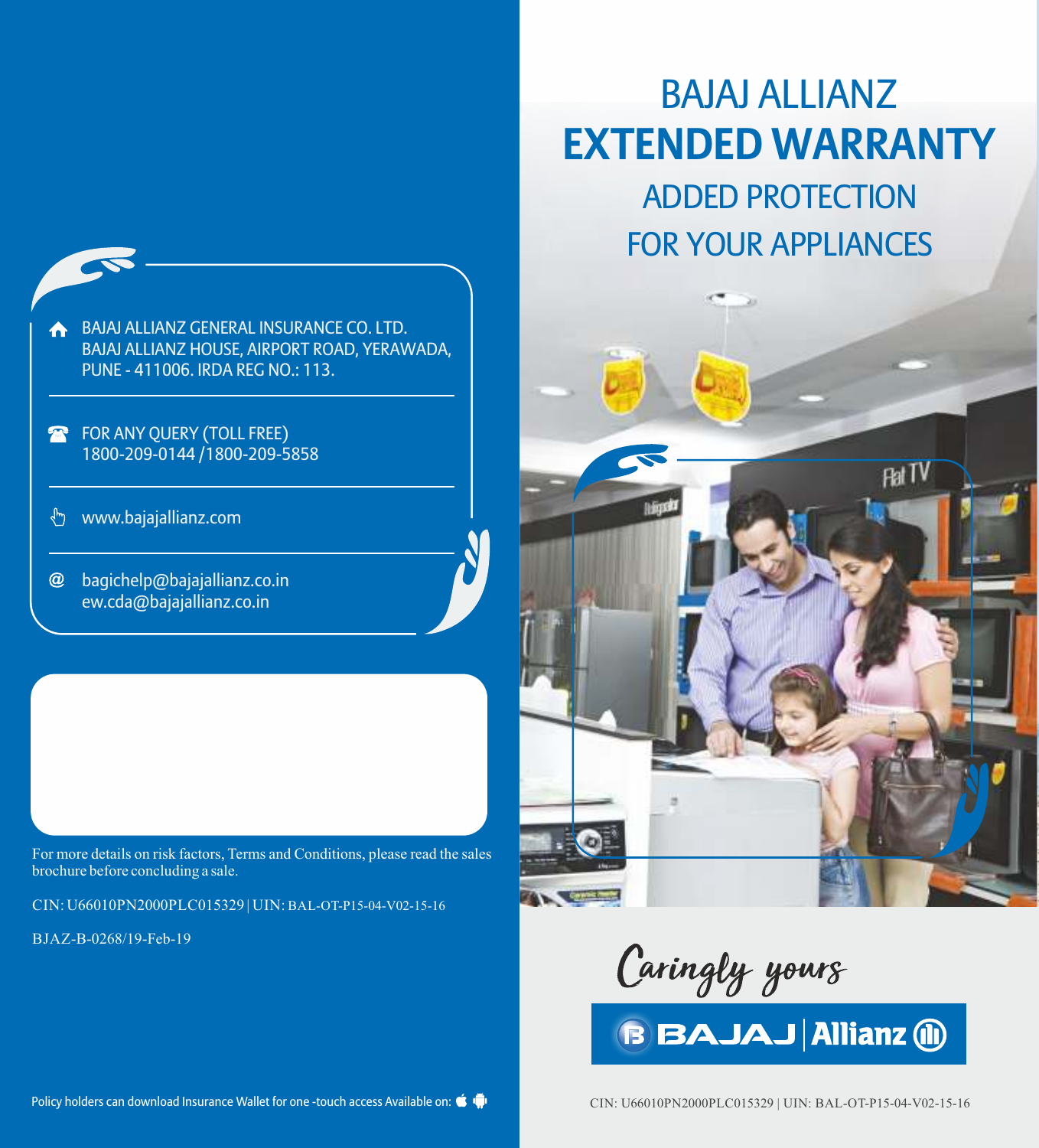# BAJAJ ALLIANZ EXTENDED WARRANTY

## ADDED PROTECTION FOR YOUR APPLIANCES

Caringly yours

BAJAJ | Allianz

CIN: U66010PN2000PLC015329 | UIN: BAL-OT-P15-04-V02-15-16

---

BAJAJ ALLIANZ GENERAL INSURANCE CO. LTD.
BAJAJ ALLIANZ HOUSE, AIRPORT ROAD, YERAWADA, PUNE - 411006. IRDA REG NO.: 113.

FOR ANY QUERY (TOLL FREE)
1800-209-0144 /1800-209-5858

www.bajajallianz.com

bagichelp@bajajallianz.co.in
ew.cda@bajajallianz.co.in

For more details on risk factors, Terms and Conditions, please read the sales brochure before concluding a sale.

CIN: U66010PN2000PLC015329 | UIN: BAL-OT-P15-04-V02-15-16

BJAZ-B-0268/19-Feb-19

Policy holders can download Insurance Wallet for one -touch access Available on: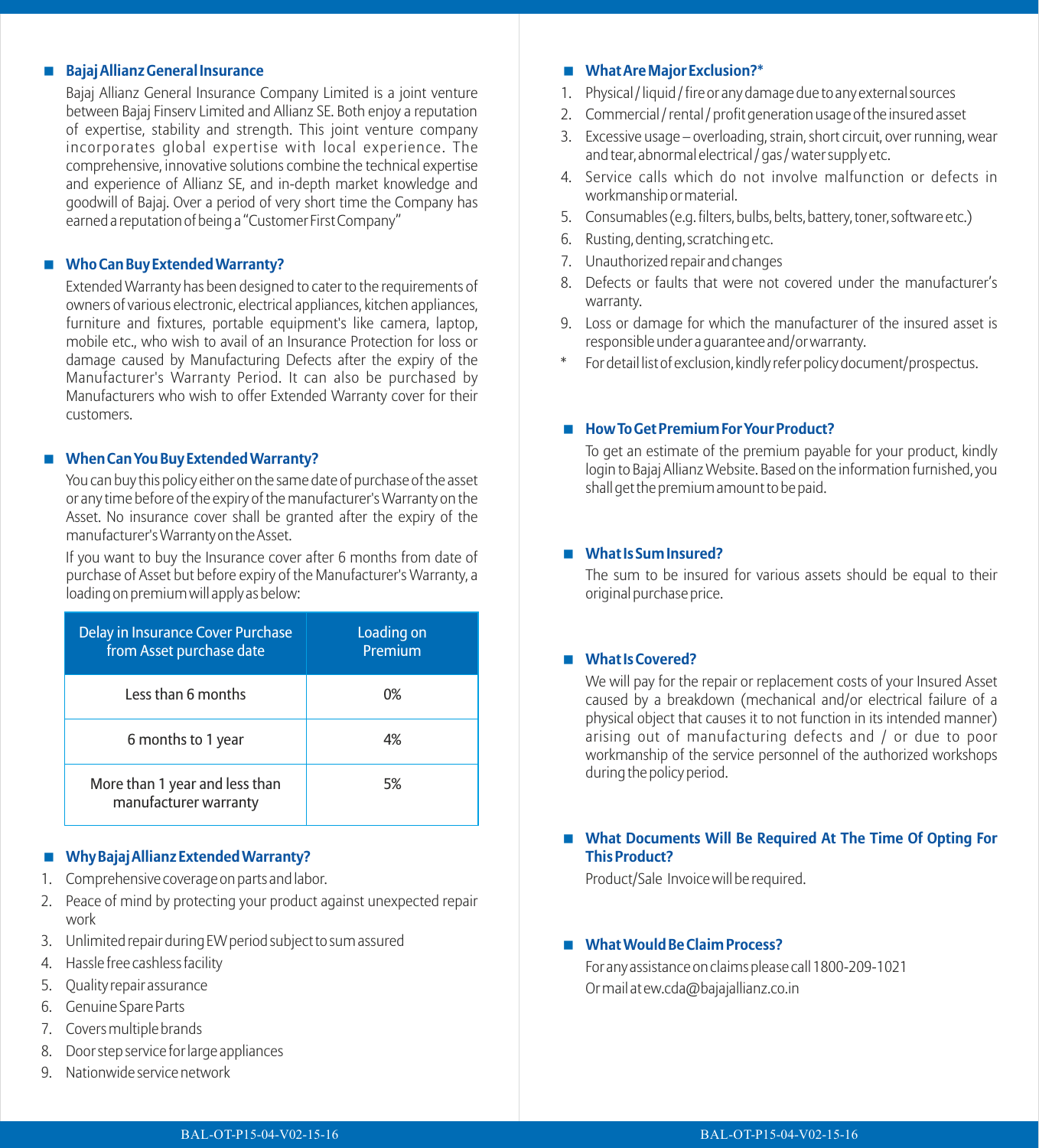## Bajaj Allianz General Insurance

Bajaj Allianz General Insurance Company Limited is a joint venture between Bajaj Finserv Limited and Allianz SE. Both enjoy a reputation of expertise, stability and strength. This joint venture company incorporates global expertise with local experience. The comprehensive, innovative solutions combine the technical expertise and experience of Allianz SE, and in-depth market knowledge and goodwill of Bajaj. Over a period of very short time the Company has earned a reputation of being a "Customer First Company"

## Who Can Buy Extended Warranty?

Extended Warranty has been designed to cater to the requirements of owners of various electronic, electrical appliances, kitchen appliances, furniture and fixtures, portable equipment's like camera, laptop, mobile etc., who wish to avail of an Insurance Protection for loss or damage caused by Manufacturing Defects after the expiry of the Manufacturer's Warranty Period. It can also be purchased by Manufacturers who wish to offer Extended Warranty cover for their customers.

## When Can You Buy Extended Warranty?

You can buy this policy either on the same date of purchase of the asset or any time before of the expiry of the manufacturer's Warranty on the Asset. No insurance cover shall be granted after the expiry of the manufacturer's Warranty on the Asset.

If you want to buy the Insurance cover after 6 months from date of purchase of Asset but before expiry of the Manufacturer's Warranty, a loading on premium will apply as below:

| Delay in Insurance Cover Purchase from Asset purchase date | Loading on Premium |
|---|---|
| Less than 6 months | 0% |
| 6 months to 1 year | 4% |
| More than 1 year and less than manufacturer warranty | 5% |

## Why Bajaj Allianz Extended Warranty?

1. Comprehensive coverage on parts and labor.
2. Peace of mind by protecting your product against unexpected repair work
3. Unlimited repair during EW period subject to sum assured
4. Hassle free cashless facility
5. Quality repair assurance
6. Genuine Spare Parts
7. Covers multiple brands
8. Door step service for large appliances
9. Nationwide service network

## What Are Major Exclusion?*

1. Physical / liquid / fire or any damage due to any external sources
2. Commercial / rental / profit generation usage of the insured asset
3. Excessive usage – overloading, strain, short circuit, over running, wear and tear, abnormal electrical / gas / water supply etc.
4. Service calls which do not involve malfunction or defects in workmanship or material.
5. Consumables (e.g. filters, bulbs, belts, battery, toner, software etc.)
6. Rusting, denting, scratching etc.
7. Unauthorized repair and changes
8. Defects or faults that were not covered under the manufacturer's warranty.
9. Loss or damage for which the manufacturer of the insured asset is responsible under a guarantee and/or warranty.

\* For detail list of exclusion, kindly refer policy document/prospectus.

## How To Get Premium For Your Product?

To get an estimate of the premium payable for your product, kindly login to Bajaj Allianz Website. Based on the information furnished, you shall get the premium amount to be paid.

## What Is Sum Insured?

The sum to be insured for various assets should be equal to their original purchase price.

## What Is Covered?

We will pay for the repair or replacement costs of your Insured Asset caused by a breakdown (mechanical and/or electrical failure of a physical object that causes it to not function in its intended manner) arising out of manufacturing defects and / or due to poor workmanship of the service personnel of the authorized workshops during the policy period.

## What Documents Will Be Required At The Time Of Opting For This Product?

Product/Sale Invoice will be required.

## What Would Be Claim Process?

For any assistance on claims please call 1800-209-1021
Or mail at ew.cda@bajajallianz.co.in

BAL-OT-P15-04-V02-15-16